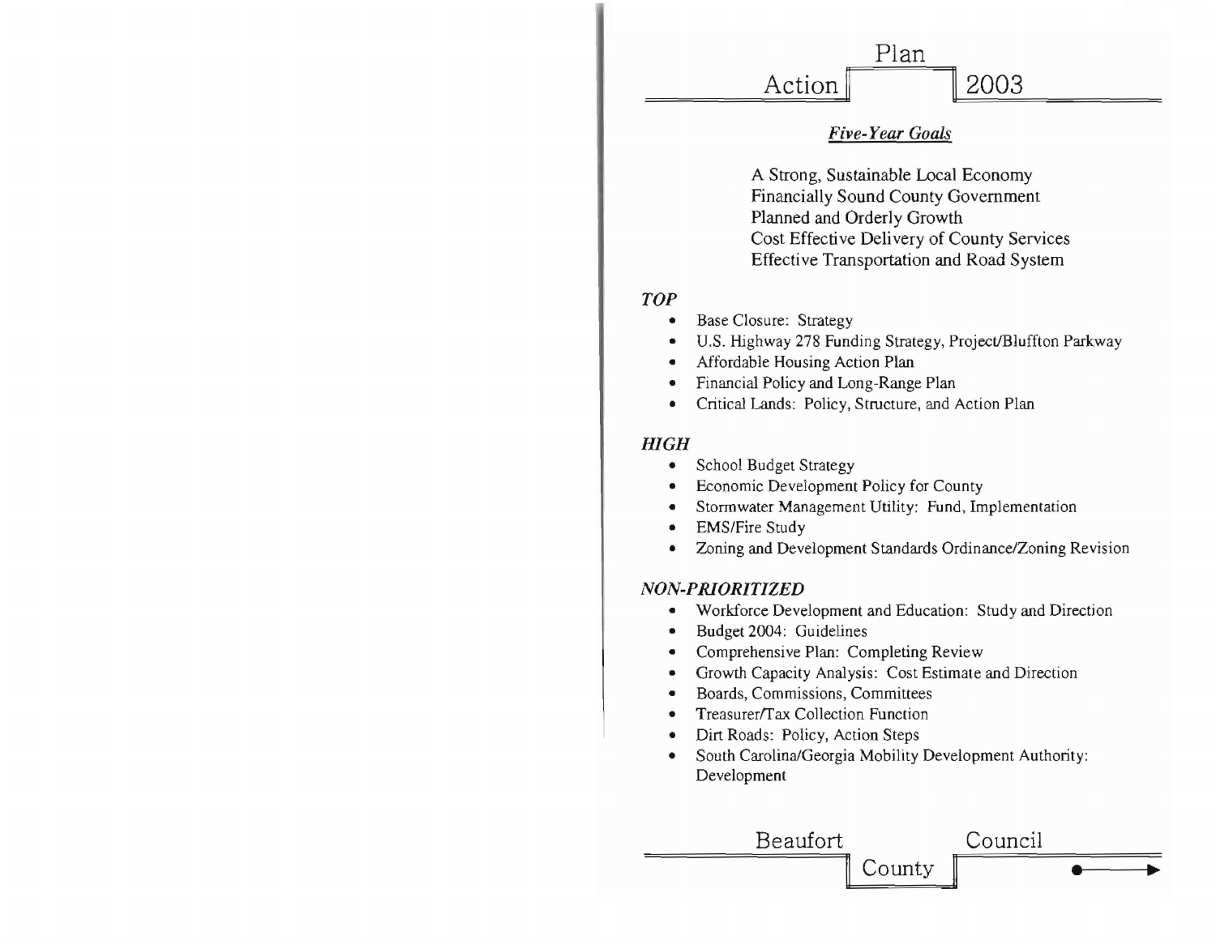# Action Plan 2003

## *Five-Year Goals*

A Strong, Sustainable Local Economy
Financially Sound County Government
Planned and Orderly Growth
Cost Effective Delivery of County Services
Effective Transportation and Road System

### *TOP*

- Base Closure: Strategy
- U.S. Highway 278 Funding Strategy, Project/Bluffton Parkway
- Affordable Housing Action Plan
- Financial Policy and Long-Range Plan
- Critical Lands: Policy, Structure, and Action Plan

### *HIGH*

- School Budget Strategy
- Economic Development Policy for County
- Stormwater Management Utility: Fund, Implementation
- EMS/Fire Study
- Zoning and Development Standards Ordinance/Zoning Revision

### *NON-PRIORITIZED*

- Workforce Development and Education: Study and Direction
- Budget 2004: Guidelines
- Comprehensive Plan: Completing Review
- Growth Capacity Analysis: Cost Estimate and Direction
- Boards, Commissions, Committees
- Treasurer/Tax Collection Function
- Dirt Roads: Policy, Action Steps
- South Carolina/Georgia Mobility Development Authority: Development

Beaufort County Council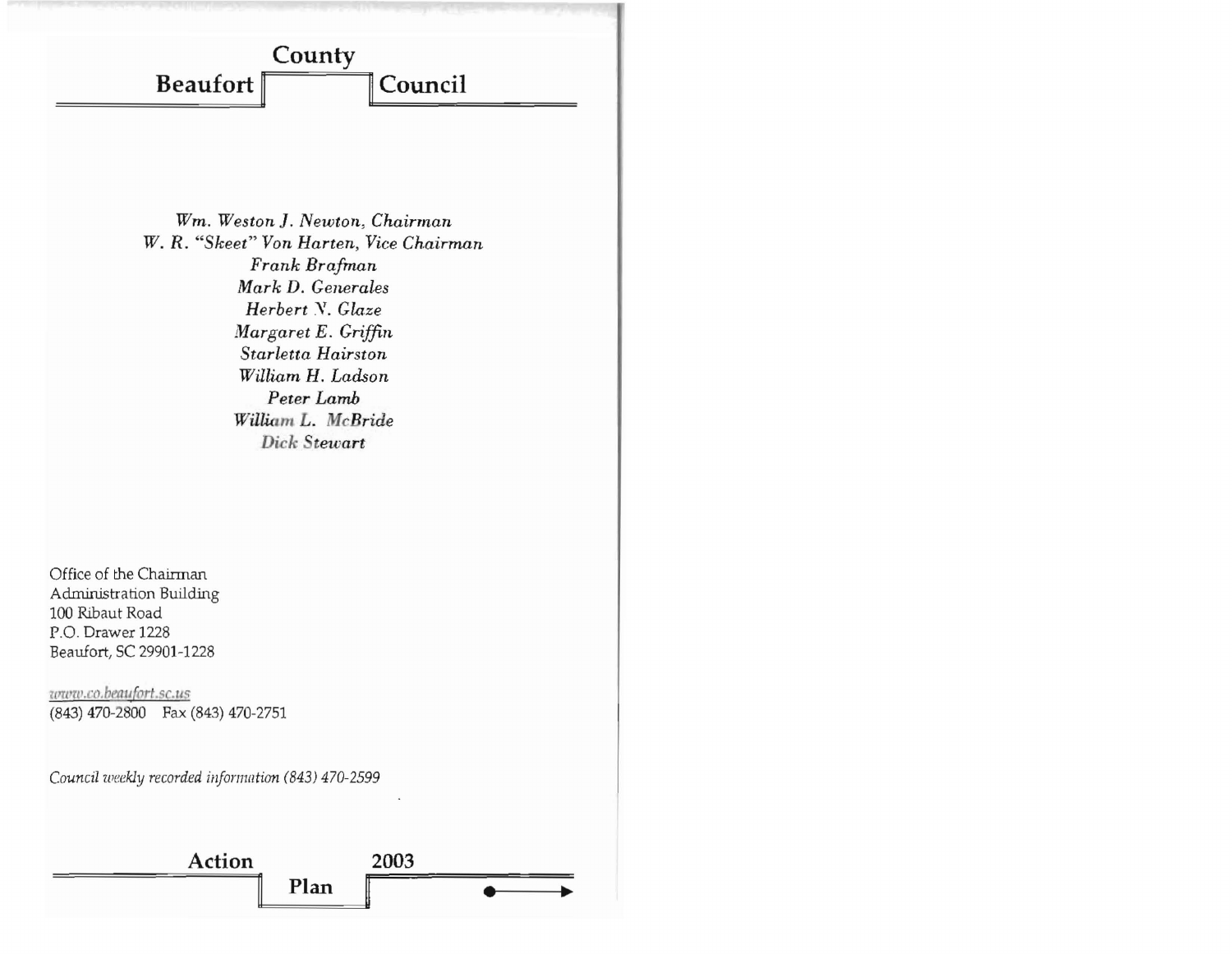# Beaufort County Council

*Wm. Weston J. Newton, Chairman*
*W. R. "Skeet" Von Harten, Vice Chairman*
*Frank Brafman*
*Mark D. Generales*
*Herbert N. Glaze*
*Margaret E. Griffin*
*Starletta Hairston*
*William H. Ladson*
*Peter Lamb*
*William L. McBride*
*Dick Stewart*

Office of the Chairman
Administration Building
100 Ribaut Road
P.O. Drawer 1228
Beaufort, SC 29901-1228

www.co.beaufort.sc.us
(843) 470-2800 Fax (843) 470-2751

*Council weekly recorded information (843) 470-2599*

**Action Plan 2003**